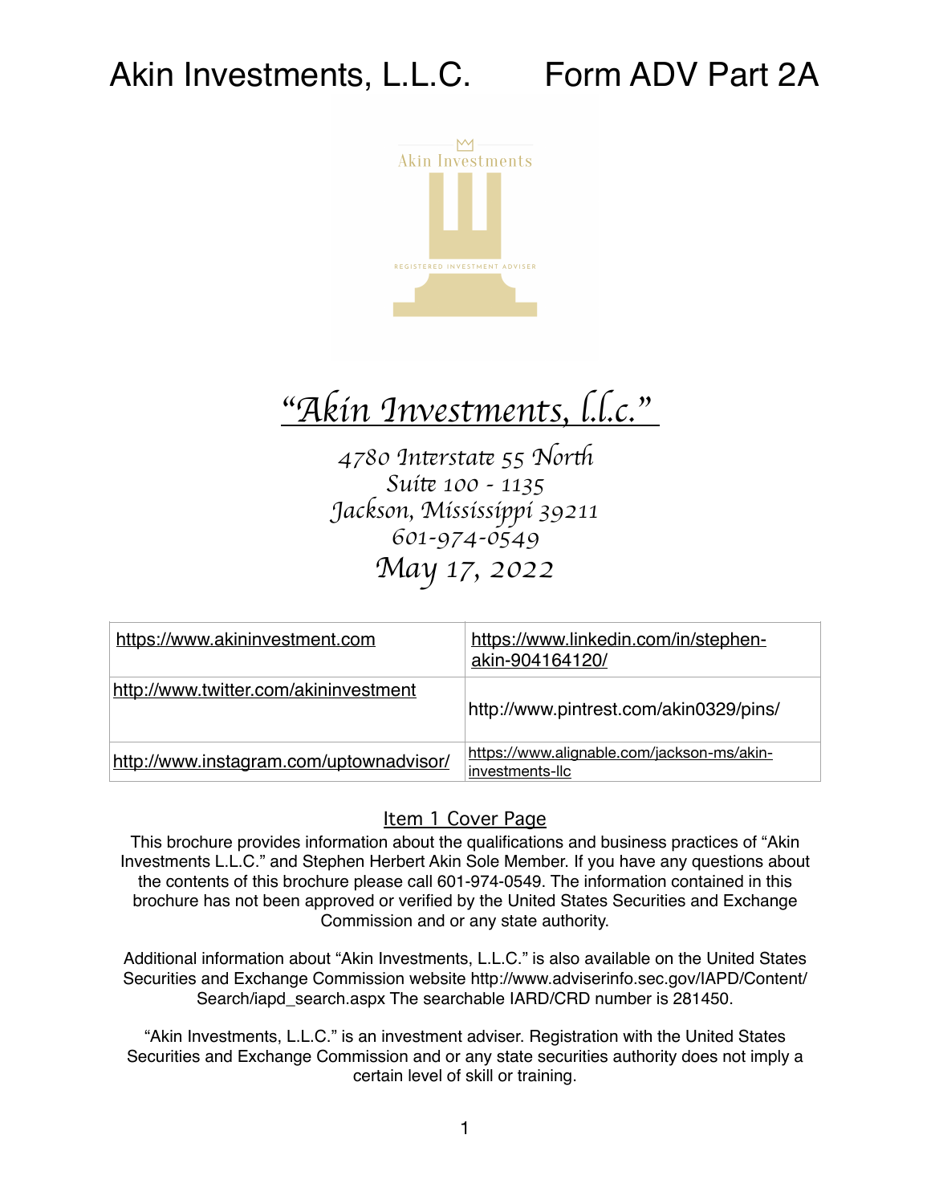# Akin Investments, L.L.C. Form ADV Part 2A

Akin Investments

REGISTERED INVESTMENT ADVISER

## "Akin Investments, l.l.c."

*4780 Interstate 55 North*
*Suite 100 - 1135*
*Jackson, Mississippi 39211*
*601-974-0549*
*May 17, 2022*

| https://www.akininvestment.com | https://www.linkedin.com/in/stephen-akin-904164120/ |
|---|---|
| http://www.twitter.com/akininvestment | http://www.pintrest.com/akin0329/pins/ |
| http://www.instagram.com/uptownadvisor/ | https://www.alignable.com/jackson-ms/akin-investments-llc |

## Item 1 Cover Page

This brochure provides information about the qualifications and business practices of "Akin Investments L.L.C." and Stephen Herbert Akin Sole Member. If you have any questions about the contents of this brochure please call 601-974-0549. The information contained in this brochure has not been approved or verified by the United States Securities and Exchange Commission and or any state authority.

Additional information about "Akin Investments, L.L.C." is also available on the United States Securities and Exchange Commission website http://www.adviserinfo.sec.gov/IAPD/Content/Search/iapd_search.aspx The searchable IARD/CRD number is 281450.

"Akin Investments, L.L.C." is an investment adviser. Registration with the United States Securities and Exchange Commission and or any state securities authority does not imply a certain level of skill or training.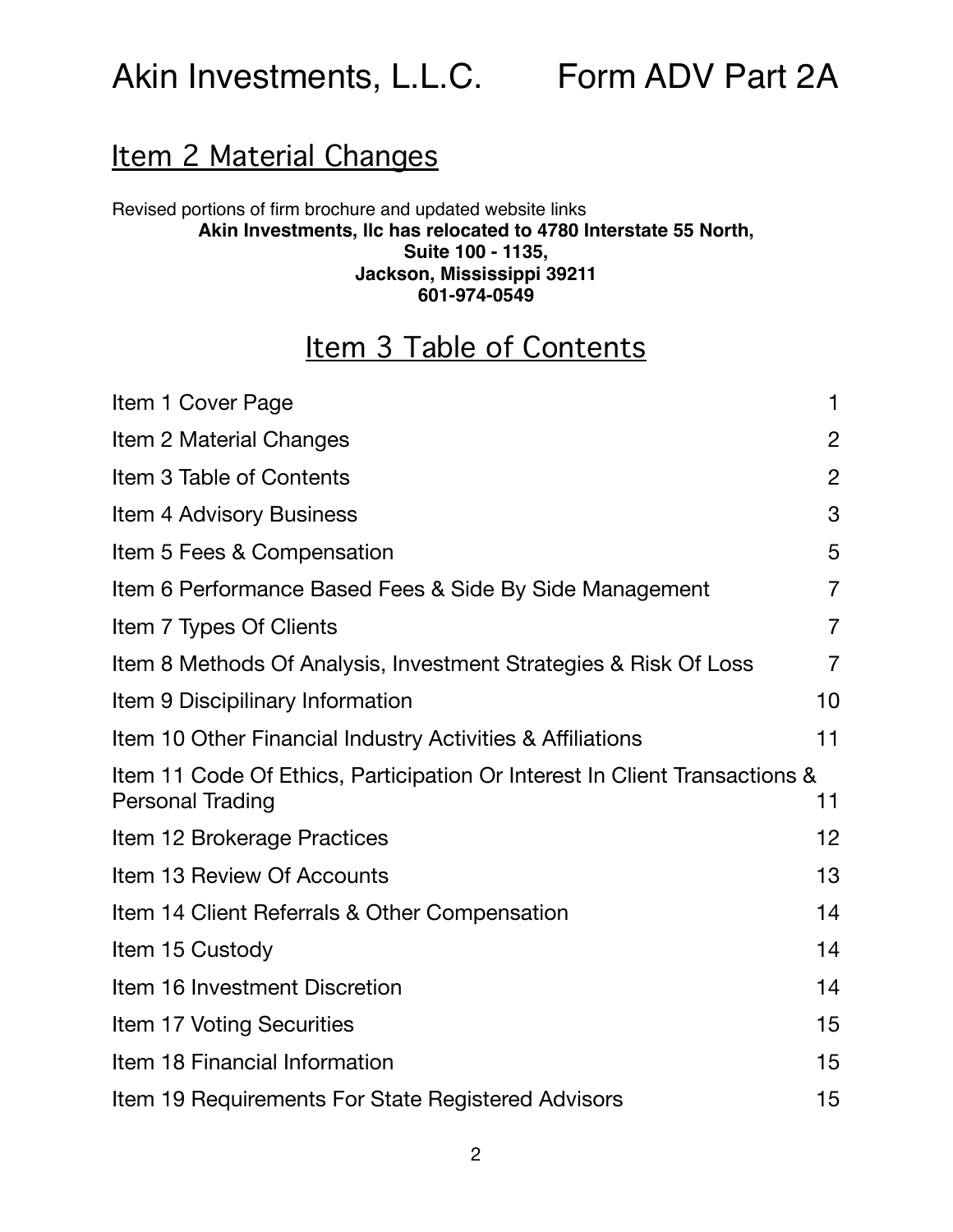# Akin Investments, L.L.C. Form ADV Part 2A

## Item 2 Material Changes

Revised portions of firm brochure and updated website links

**Akin Investments, llc has relocated to 4780 Interstate 55 North,**
**Suite 100 - 1135,**
**Jackson, Mississippi 39211**
**601-974-0549**

## Item 3 Table of Contents

| | |
|---|---|
| Item 1 Cover Page | 1 |
| Item 2 Material Changes | 2 |
| Item 3 Table of Contents | 2 |
| Item 4 Advisory Business | 3 |
| Item 5 Fees & Compensation | 5 |
| Item 6 Performance Based Fees & Side By Side Management | 7 |
| Item 7 Types Of Clients | 7 |
| Item 8 Methods Of Analysis, Investment Strategies & Risk Of Loss | 7 |
| Item 9 Discipilinary Information | 10 |
| Item 10 Other Financial Industry Activities & Affiliations | 11 |
| Item 11 Code Of Ethics, Participation Or Interest In Client Transactions & Personal Trading | 11 |
| Item 12 Brokerage Practices | 12 |
| Item 13 Review Of Accounts | 13 |
| Item 14 Client Referrals & Other Compensation | 14 |
| Item 15 Custody | 14 |
| Item 16 Investment Discretion | 14 |
| Item 17 Voting Securities | 15 |
| Item 18 Financial Information | 15 |
| Item 19 Requirements For State Registered Advisors | 15 |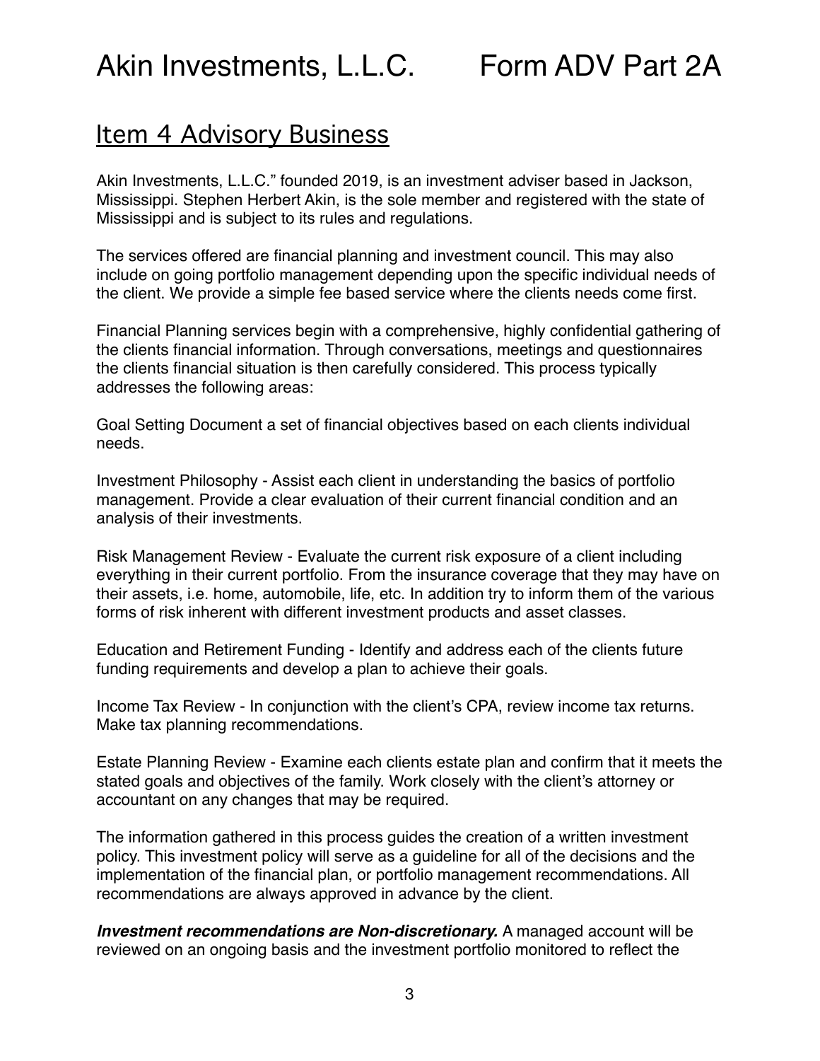## Item 4 Advisory Business

Akin Investments, L.L.C." founded 2019, is an investment adviser based in Jackson, Mississippi. Stephen Herbert Akin, is the sole member and registered with the state of Mississippi and is subject to its rules and regulations.

The services offered are financial planning and investment council. This may also include on going portfolio management depending upon the specific individual needs of the client. We provide a simple fee based service where the clients needs come first.

Financial Planning services begin with a comprehensive, highly confidential gathering of the clients financial information. Through conversations, meetings and questionnaires the clients financial situation is then carefully considered. This process typically addresses the following areas:

Goal Setting Document a set of financial objectives based on each clients individual needs.

Investment Philosophy - Assist each client in understanding the basics of portfolio management. Provide a clear evaluation of their current financial condition and an analysis of their investments.

Risk Management Review - Evaluate the current risk exposure of a client including everything in their current portfolio. From the insurance coverage that they may have on their assets, i.e. home, automobile, life, etc. In addition try to inform them of the various forms of risk inherent with different investment products and asset classes.

Education and Retirement Funding - Identify and address each of the clients future funding requirements and develop a plan to achieve their goals.

Income Tax Review - In conjunction with the client's CPA, review income tax returns. Make tax planning recommendations.

Estate Planning Review - Examine each clients estate plan and confirm that it meets the stated goals and objectives of the family. Work closely with the client's attorney or accountant on any changes that may be required.

The information gathered in this process guides the creation of a written investment policy. This investment policy will serve as a guideline for all of the decisions and the implementation of the financial plan, or portfolio management recommendations. All recommendations are always approved in advance by the client.

***Investment recommendations are Non-discretionary.*** A managed account will be reviewed on an ongoing basis and the investment portfolio monitored to reflect the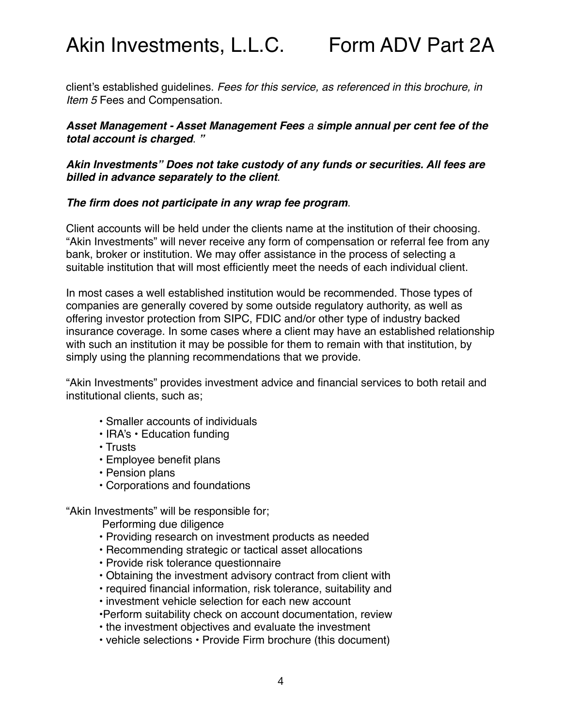client's established guidelines. *Fees for this service, as referenced in this brochure, in Item 5* Fees and Compensation.

***Asset Management - Asset Management Fees** a **simple annual per cent fee of the total account is charged**. "*

***Akin Investments" Does not take custody of any funds or securities. All fees are billed in advance separately to the client***.

***The firm does not participate in any wrap fee program***.

Client accounts will be held under the clients name at the institution of their choosing. "Akin Investments" will never receive any form of compensation or referral fee from any bank, broker or institution. We may offer assistance in the process of selecting a suitable institution that will most efficiently meet the needs of each individual client.

In most cases a well established institution would be recommended. Those types of companies are generally covered by some outside regulatory authority, as well as offering investor protection from SIPC, FDIC and/or other type of industry backed insurance coverage. In some cases where a client may have an established relationship with such an institution it may be possible for them to remain with that institution, by simply using the planning recommendations that we provide.

"Akin Investments" provides investment advice and financial services to both retail and institutional clients, such as;

- Smaller accounts of individuals
- IRA's • Education funding
- Trusts
- Employee benefit plans
- Pension plans
- Corporations and foundations

"Akin Investments" will be responsible for;

Performing due diligence
- Providing research on investment products as needed
- Recommending strategic or tactical asset allocations
- Provide risk tolerance questionnaire
- Obtaining the investment advisory contract from client with
- required financial information, risk tolerance, suitability and
- investment vehicle selection for each new account
- Perform suitability check on account documentation, review
- the investment objectives and evaluate the investment
- vehicle selections • Provide Firm brochure (this document)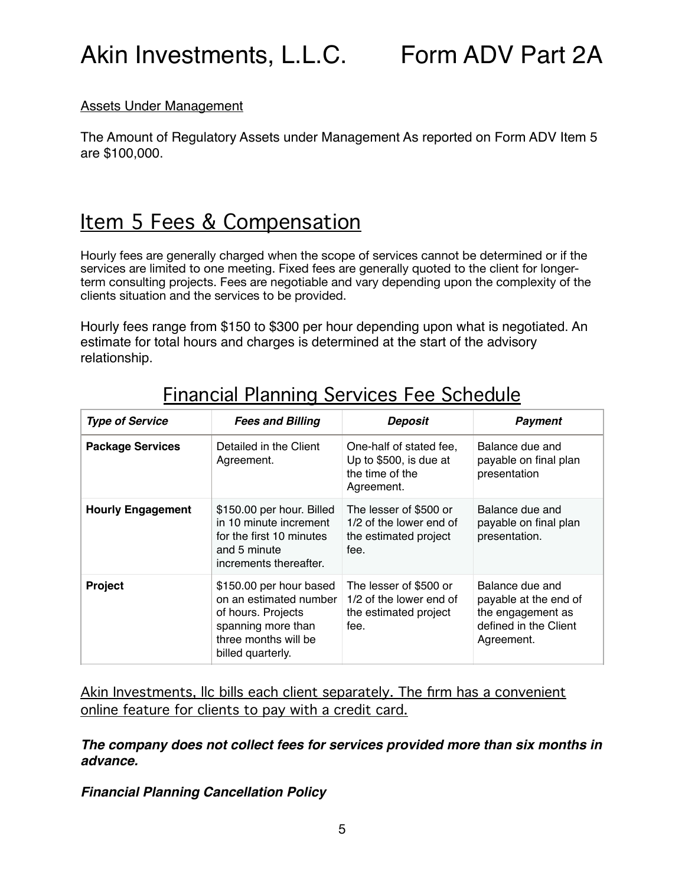Assets Under Management

The Amount of Regulatory Assets under Management As reported on Form ADV Item 5 are $100,000.

## Item 5 Fees & Compensation

Hourly fees are generally charged when the scope of services cannot be determined or if the services are limited to one meeting. Fixed fees are generally quoted to the client for longer-term consulting projects. Fees are negotiable and vary depending upon the complexity of the clients situation and the services to be provided.

Hourly fees range from $150 to $300 per hour depending upon what is negotiated. An estimate for total hours and charges is determined at the start of the advisory relationship.

### Financial Planning Services Fee Schedule

| ***Type of Service*** | ***Fees and Billing*** | ***Deposit*** | ***Payment*** |
|---|---|---|---|
| **Package Services** | Detailed in the Client Agreement. | One-half of stated fee, Up to $500, is due at the time of the Agreement. | Balance due and payable on final plan presentation |
| **Hourly Engagement** | $150.00 per hour. Billed in 10 minute increment for the first 10 minutes and 5 minute increments thereafter. | The lesser of $500 or 1/2 of the lower end of the estimated project fee. | Balance due and payable on final plan presentation. |
| **Project** | $150.00 per hour based on an estimated number of hours. Projects spanning more than three months will be billed quarterly. | The lesser of $500 or 1/2 of the lower end of the estimated project fee. | Balance due and payable at the end of the engagement as defined in the Client Agreement. |

Akin Investments, llc bills each client separately. The firm has a convenient online feature for clients to pay with a credit card.

***The company does not collect fees for services provided more than six months in advance.***

***Financial Planning Cancellation Policy***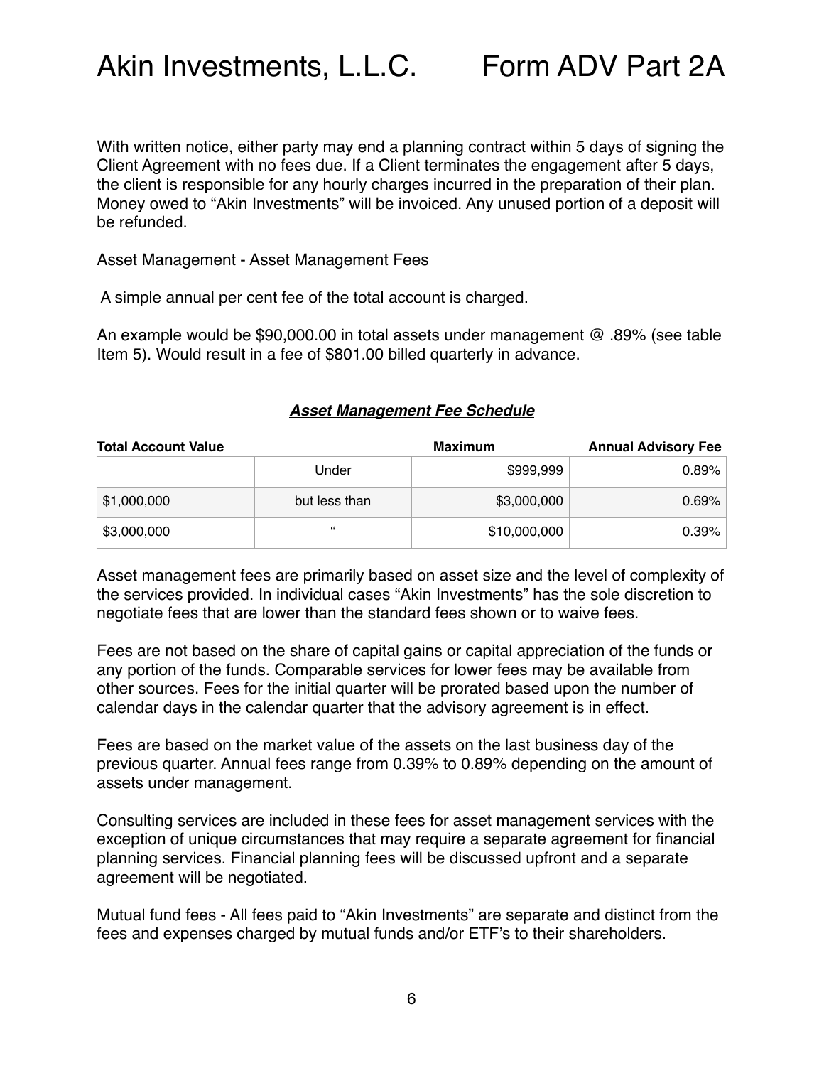With written notice, either party may end a planning contract within 5 days of signing the Client Agreement with no fees due. If a Client terminates the engagement after 5 days, the client is responsible for any hourly charges incurred in the preparation of their plan. Money owed to "Akin Investments" will be invoiced. Any unused portion of a deposit will be refunded.

Asset Management - Asset Management Fees

A simple annual per cent fee of the total account is charged.

An example would be $90,000.00 in total assets under management @ .89% (see table Item 5). Would result in a fee of $801.00 billed quarterly in advance.

***Asset Management Fee Schedule***

| **Total Account Value** | | **Maximum** | **Annual Advisory Fee** |
|---|---|---|---|
| | Under | $999,999 | 0.89% |
| $1,000,000 | but less than | $3,000,000 | 0.69% |
| $3,000,000 | " | $10,000,000 | 0.39% |

Asset management fees are primarily based on asset size and the level of complexity of the services provided. In individual cases "Akin Investments" has the sole discretion to negotiate fees that are lower than the standard fees shown or to waive fees.

Fees are not based on the share of capital gains or capital appreciation of the funds or any portion of the funds. Comparable services for lower fees may be available from other sources. Fees for the initial quarter will be prorated based upon the number of calendar days in the calendar quarter that the advisory agreement is in effect.

Fees are based on the market value of the assets on the last business day of the previous quarter. Annual fees range from 0.39% to 0.89% depending on the amount of assets under management.

Consulting services are included in these fees for asset management services with the exception of unique circumstances that may require a separate agreement for financial planning services. Financial planning fees will be discussed upfront and a separate agreement will be negotiated.

Mutual fund fees - All fees paid to "Akin Investments" are separate and distinct from the fees and expenses charged by mutual funds and/or ETF's to their shareholders.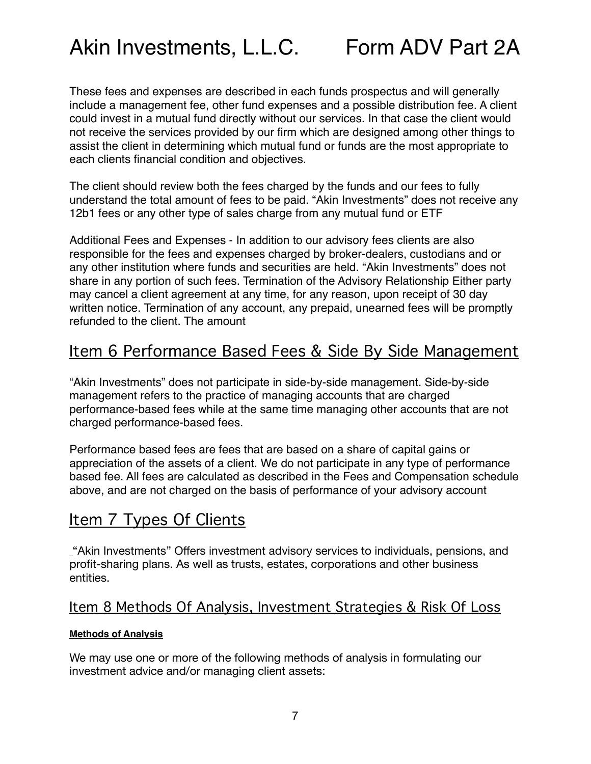These fees and expenses are described in each funds prospectus and will generally include a management fee, other fund expenses and a possible distribution fee. A client could invest in a mutual fund directly without our services. In that case the client would not receive the services provided by our firm which are designed among other things to assist the client in determining which mutual fund or funds are the most appropriate to each clients financial condition and objectives.

The client should review both the fees charged by the funds and our fees to fully understand the total amount of fees to be paid. "Akin Investments" does not receive any 12b1 fees or any other type of sales charge from any mutual fund or ETF

Additional Fees and Expenses - In addition to our advisory fees clients are also responsible for the fees and expenses charged by broker-dealers, custodians and or any other institution where funds and securities are held. "Akin Investments" does not share in any portion of such fees. Termination of the Advisory Relationship Either party may cancel a client agreement at any time, for any reason, upon receipt of 30 day written notice. Termination of any account, any prepaid, unearned fees will be promptly refunded to the client. The amount

## Item 6 Performance Based Fees & Side By Side Management

"Akin Investments" does not participate in side-by-side management. Side-by-side management refers to the practice of managing accounts that are charged performance-based fees while at the same time managing other accounts that are not charged performance-based fees.

Performance based fees are fees that are based on a share of capital gains or appreciation of the assets of a client. We do not participate in any type of performance based fee. All fees are calculated as described in the Fees and Compensation schedule above, and are not charged on the basis of performance of your advisory account

## Item 7 Types Of Clients

"Akin Investments" Offers investment advisory services to individuals, pensions, and profit-sharing plans. As well as trusts, estates, corporations and other business entities.

### Item 8 Methods Of Analysis, Investment Strategies & Risk Of Loss

**Methods of Analysis**

We may use one or more of the following methods of analysis in formulating our investment advice and/or managing client assets: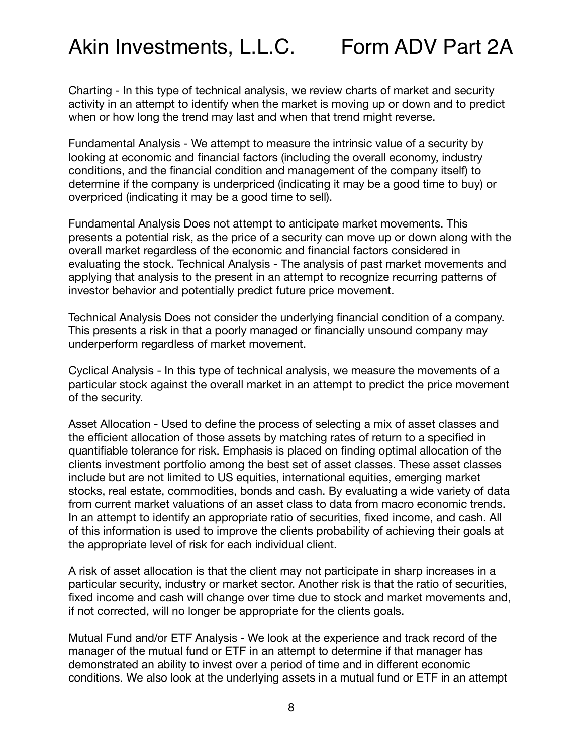Charting - In this type of technical analysis, we review charts of market and security activity in an attempt to identify when the market is moving up or down and to predict when or how long the trend may last and when that trend might reverse.

Fundamental Analysis - We attempt to measure the intrinsic value of a security by looking at economic and financial factors (including the overall economy, industry conditions, and the financial condition and management of the company itself) to determine if the company is underpriced (indicating it may be a good time to buy) or overpriced (indicating it may be a good time to sell).

Fundamental Analysis Does not attempt to anticipate market movements. This presents a potential risk, as the price of a security can move up or down along with the overall market regardless of the economic and financial factors considered in evaluating the stock. Technical Analysis - The analysis of past market movements and applying that analysis to the present in an attempt to recognize recurring patterns of investor behavior and potentially predict future price movement.

Technical Analysis Does not consider the underlying financial condition of a company. This presents a risk in that a poorly managed or financially unsound company may underperform regardless of market movement.

Cyclical Analysis - In this type of technical analysis, we measure the movements of a particular stock against the overall market in an attempt to predict the price movement of the security.

Asset Allocation - Used to define the process of selecting a mix of asset classes and the efficient allocation of those assets by matching rates of return to a specified in quantifiable tolerance for risk. Emphasis is placed on finding optimal allocation of the clients investment portfolio among the best set of asset classes. These asset classes include but are not limited to US equities, international equities, emerging market stocks, real estate, commodities, bonds and cash. By evaluating a wide variety of data from current market valuations of an asset class to data from macro economic trends. In an attempt to identify an appropriate ratio of securities, fixed income, and cash. All of this information is used to improve the clients probability of achieving their goals at the appropriate level of risk for each individual client.

A risk of asset allocation is that the client may not participate in sharp increases in a particular security, industry or market sector. Another risk is that the ratio of securities, fixed income and cash will change over time due to stock and market movements and, if not corrected, will no longer be appropriate for the clients goals.

Mutual Fund and/or ETF Analysis - We look at the experience and track record of the manager of the mutual fund or ETF in an attempt to determine if that manager has demonstrated an ability to invest over a period of time and in different economic conditions. We also look at the underlying assets in a mutual fund or ETF in an attempt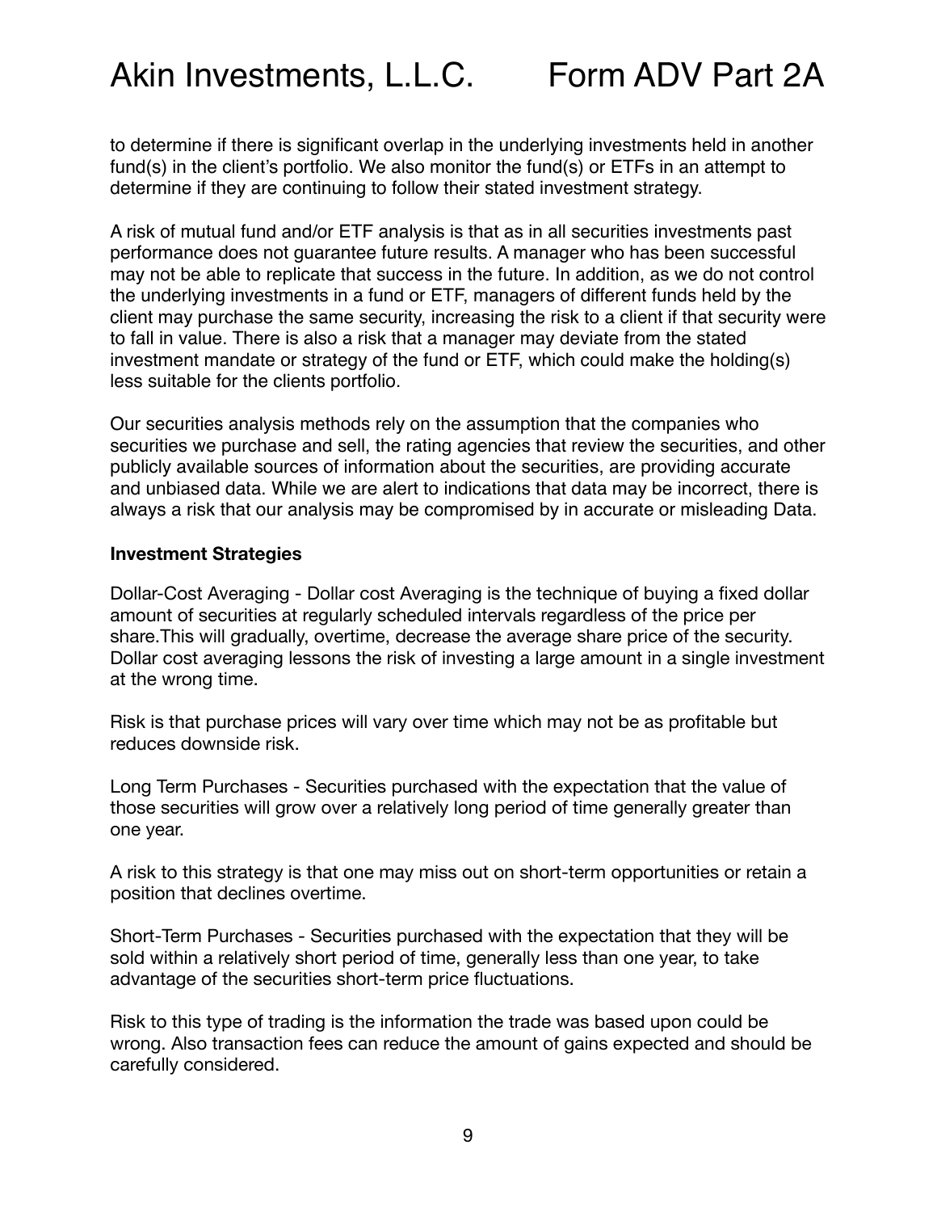to determine if there is significant overlap in the underlying investments held in another fund(s) in the client's portfolio. We also monitor the fund(s) or ETFs in an attempt to determine if they are continuing to follow their stated investment strategy.

A risk of mutual fund and/or ETF analysis is that as in all securities investments past performance does not guarantee future results. A manager who has been successful may not be able to replicate that success in the future. In addition, as we do not control the underlying investments in a fund or ETF, managers of different funds held by the client may purchase the same security, increasing the risk to a client if that security were to fall in value. There is also a risk that a manager may deviate from the stated investment mandate or strategy of the fund or ETF, which could make the holding(s) less suitable for the clients portfolio.

Our securities analysis methods rely on the assumption that the companies who securities we purchase and sell, the rating agencies that review the securities, and other publicly available sources of information about the securities, are providing accurate and unbiased data. While we are alert to indications that data may be incorrect, there is always a risk that our analysis may be compromised by in accurate or misleading Data.

**Investment Strategies**

Dollar-Cost Averaging - Dollar cost Averaging is the technique of buying a fixed dollar amount of securities at regularly scheduled intervals regardless of the price per share.This will gradually, overtime, decrease the average share price of the security. Dollar cost averaging lessons the risk of investing a large amount in a single investment at the wrong time.

Risk is that purchase prices will vary over time which may not be as profitable but reduces downside risk.

Long Term Purchases - Securities purchased with the expectation that the value of those securities will grow over a relatively long period of time generally greater than one year.

A risk to this strategy is that one may miss out on short-term opportunities or retain a position that declines overtime.

Short-Term Purchases - Securities purchased with the expectation that they will be sold within a relatively short period of time, generally less than one year, to take advantage of the securities short-term price fluctuations.

Risk to this type of trading is the information the trade was based upon could be wrong. Also transaction fees can reduce the amount of gains expected and should be carefully considered.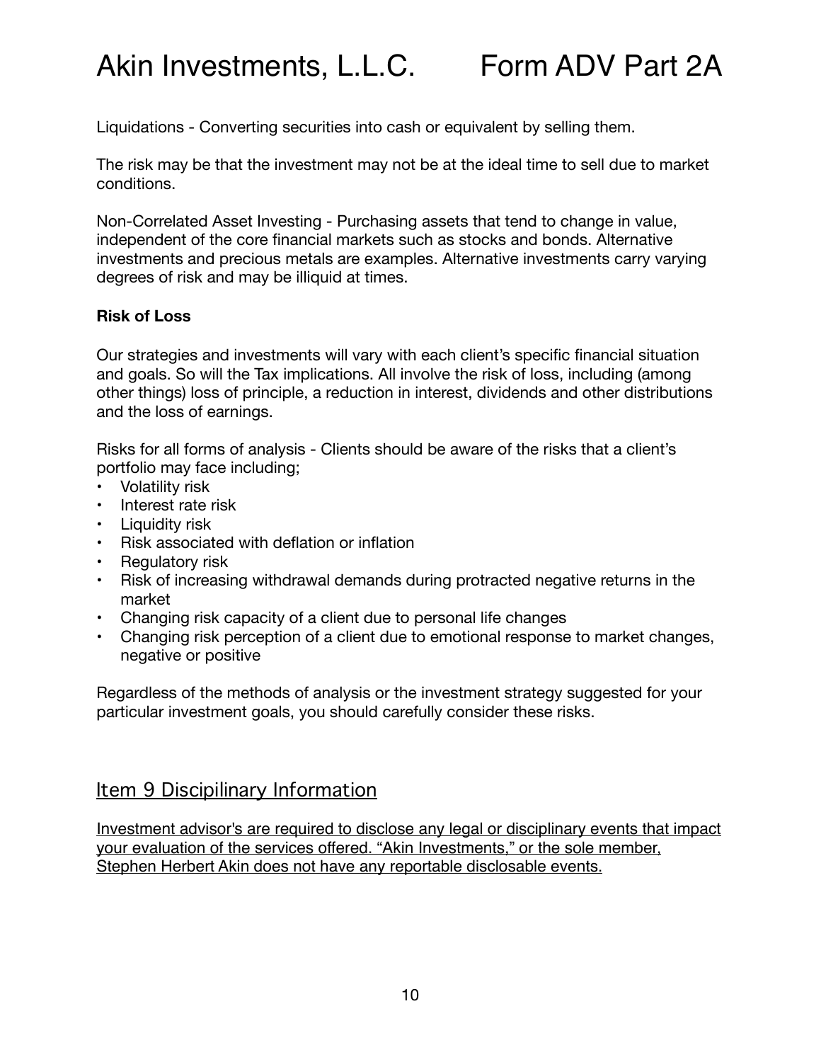Liquidations - Converting securities into cash or equivalent by selling them.

The risk may be that the investment may not be at the ideal time to sell due to market conditions.

Non-Correlated Asset Investing - Purchasing assets that tend to change in value, independent of the core financial markets such as stocks and bonds. Alternative investments and precious metals are examples. Alternative investments carry varying degrees of risk and may be illiquid at times.

**Risk of Loss**

Our strategies and investments will vary with each client's specific financial situation and goals. So will the Tax implications. All involve the risk of loss, including (among other things) loss of principle, a reduction in interest, dividends and other distributions and the loss of earnings.

Risks for all forms of analysis - Clients should be aware of the risks that a client's portfolio may face including;

- Volatility risk
- Interest rate risk
- Liquidity risk
- Risk associated with deflation or inflation
- Regulatory risk
- Risk of increasing withdrawal demands during protracted negative returns in the market
- Changing risk capacity of a client due to personal life changes
- Changing risk perception of a client due to emotional response to market changes, negative or positive

Regardless of the methods of analysis or the investment strategy suggested for your particular investment goals, you should carefully consider these risks.

## Item 9 Discipilinary Information

Investment advisor's are required to disclose any legal or disciplinary events that impact your evaluation of the services offered. "Akin Investments," or the sole member, Stephen Herbert Akin does not have any reportable disclosable events.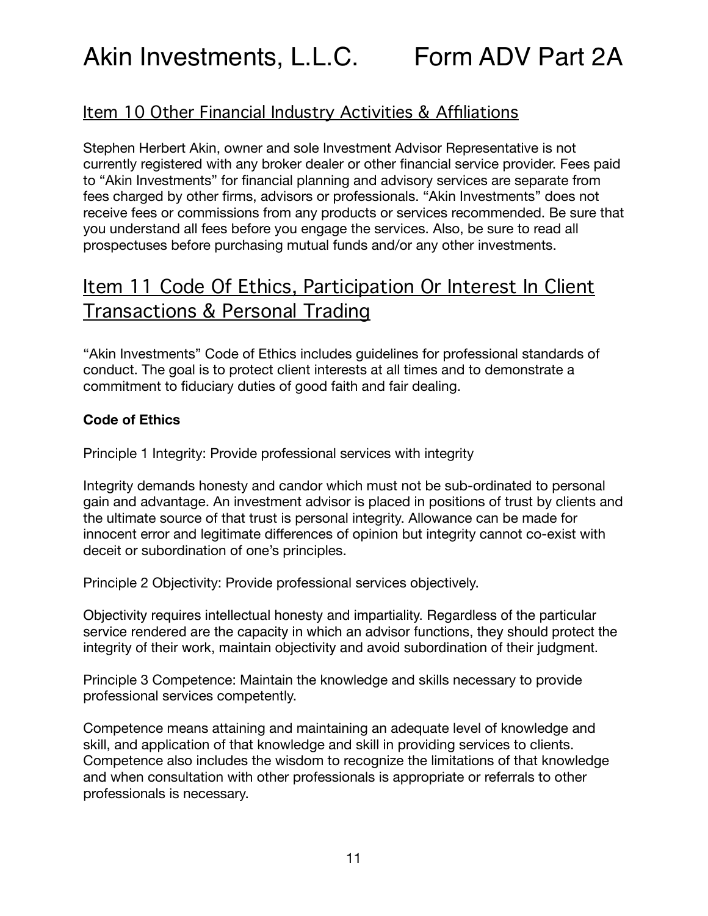## Item 10 Other Financial Industry Activities & Affiliations

Stephen Herbert Akin, owner and sole Investment Advisor Representative is not currently registered with any broker dealer or other financial service provider. Fees paid to "Akin Investments" for financial planning and advisory services are separate from fees charged by other firms, advisors or professionals. "Akin Investments" does not receive fees or commissions from any products or services recommended. Be sure that you understand all fees before you engage the services. Also, be sure to read all prospectuses before purchasing mutual funds and/or any other investments.

## Item 11 Code Of Ethics, Participation Or Interest In Client Transactions & Personal Trading

"Akin Investments" Code of Ethics includes guidelines for professional standards of conduct. The goal is to protect client interests at all times and to demonstrate a commitment to fiduciary duties of good faith and fair dealing.

**Code of Ethics**

Principle 1 Integrity: Provide professional services with integrity

Integrity demands honesty and candor which must not be sub-ordinated to personal gain and advantage. An investment advisor is placed in positions of trust by clients and the ultimate source of that trust is personal integrity. Allowance can be made for innocent error and legitimate differences of opinion but integrity cannot co-exist with deceit or subordination of one's principles.

Principle 2 Objectivity: Provide professional services objectively.

Objectivity requires intellectual honesty and impartiality. Regardless of the particular service rendered are the capacity in which an advisor functions, they should protect the integrity of their work, maintain objectivity and avoid subordination of their judgment.

Principle 3 Competence: Maintain the knowledge and skills necessary to provide professional services competently.

Competence means attaining and maintaining an adequate level of knowledge and skill, and application of that knowledge and skill in providing services to clients. Competence also includes the wisdom to recognize the limitations of that knowledge and when consultation with other professionals is appropriate or referrals to other professionals is necessary.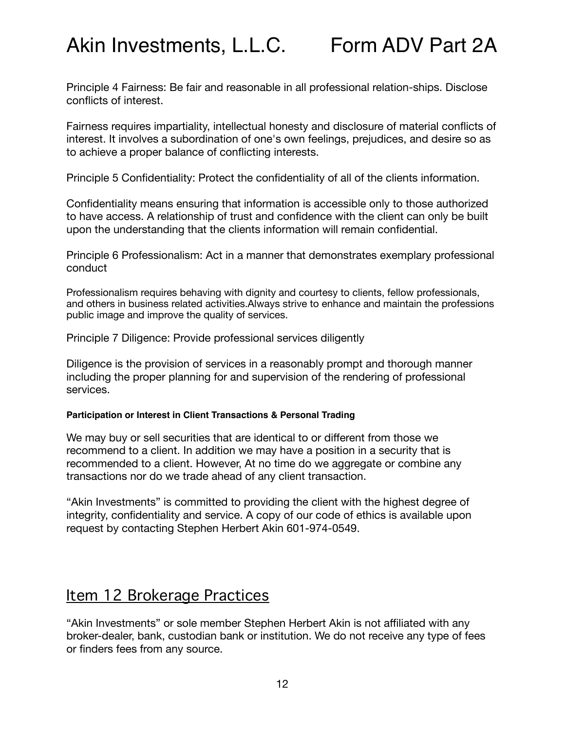Principle 4 Fairness: Be fair and reasonable in all professional relation-ships. Disclose conflicts of interest.

Fairness requires impartiality, intellectual honesty and disclosure of material conflicts of interest. It involves a subordination of one's own feelings, prejudices, and desire so as to achieve a proper balance of conflicting interests.

Principle 5 Confidentiality: Protect the confidentiality of all of the clients information.

Confidentiality means ensuring that information is accessible only to those authorized to have access. A relationship of trust and confidence with the client can only be built upon the understanding that the clients information will remain confidential.

Principle 6 Professionalism: Act in a manner that demonstrates exemplary professional conduct

Professionalism requires behaving with dignity and courtesy to clients, fellow professionals, and others in business related activities.Always strive to enhance and maintain the professions public image and improve the quality of services.

Principle 7 Diligence: Provide professional services diligently

Diligence is the provision of services in a reasonably prompt and thorough manner including the proper planning for and supervision of the rendering of professional services.

**Participation or Interest in Client Transactions & Personal Trading**

We may buy or sell securities that are identical to or different from those we recommend to a client. In addition we may have a position in a security that is recommended to a client. However, At no time do we aggregate or combine any transactions nor do we trade ahead of any client transaction.

"Akin Investments" is committed to providing the client with the highest degree of integrity, confidentiality and service. A copy of our code of ethics is available upon request by contacting Stephen Herbert Akin 601-974-0549.

## Item 12 Brokerage Practices

"Akin Investments" or sole member Stephen Herbert Akin is not affiliated with any broker-dealer, bank, custodian bank or institution. We do not receive any type of fees or finders fees from any source.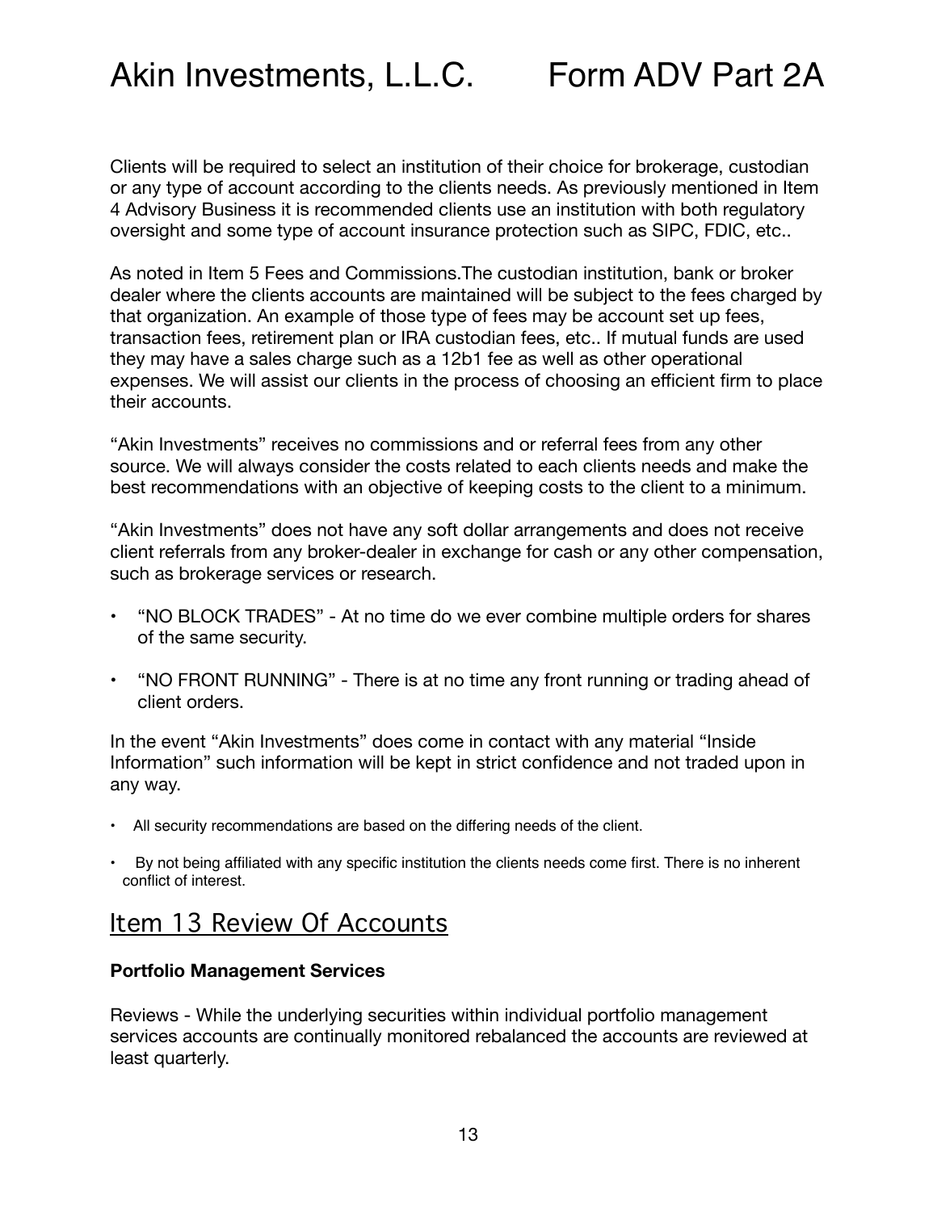Clients will be required to select an institution of their choice for brokerage, custodian or any type of account according to the clients needs. As previously mentioned in Item 4 Advisory Business it is recommended clients use an institution with both regulatory oversight and some type of account insurance protection such as SIPC, FDIC, etc..

As noted in Item 5 Fees and Commissions.The custodian institution, bank or broker dealer where the clients accounts are maintained will be subject to the fees charged by that organization. An example of those type of fees may be account set up fees, transaction fees, retirement plan or IRA custodian fees, etc.. If mutual funds are used they may have a sales charge such as a 12b1 fee as well as other operational expenses. We will assist our clients in the process of choosing an efficient firm to place their accounts.

"Akin Investments" receives no commissions and or referral fees from any other source. We will always consider the costs related to each clients needs and make the best recommendations with an objective of keeping costs to the client to a minimum.

"Akin Investments" does not have any soft dollar arrangements and does not receive client referrals from any broker-dealer in exchange for cash or any other compensation, such as brokerage services or research.

- "NO BLOCK TRADES" - At no time do we ever combine multiple orders for shares of the same security.
- "NO FRONT RUNNING" - There is at no time any front running or trading ahead of client orders.

In the event "Akin Investments" does come in contact with any material "Inside Information" such information will be kept in strict confidence and not traded upon in any way.

- All security recommendations are based on the differing needs of the client.
- By not being affiliated with any specific institution the clients needs come first. There is no inherent conflict of interest.

## Item 13 Review Of Accounts

**Portfolio Management Services**

Reviews - While the underlying securities within individual portfolio management services accounts are continually monitored rebalanced the accounts are reviewed at least quarterly.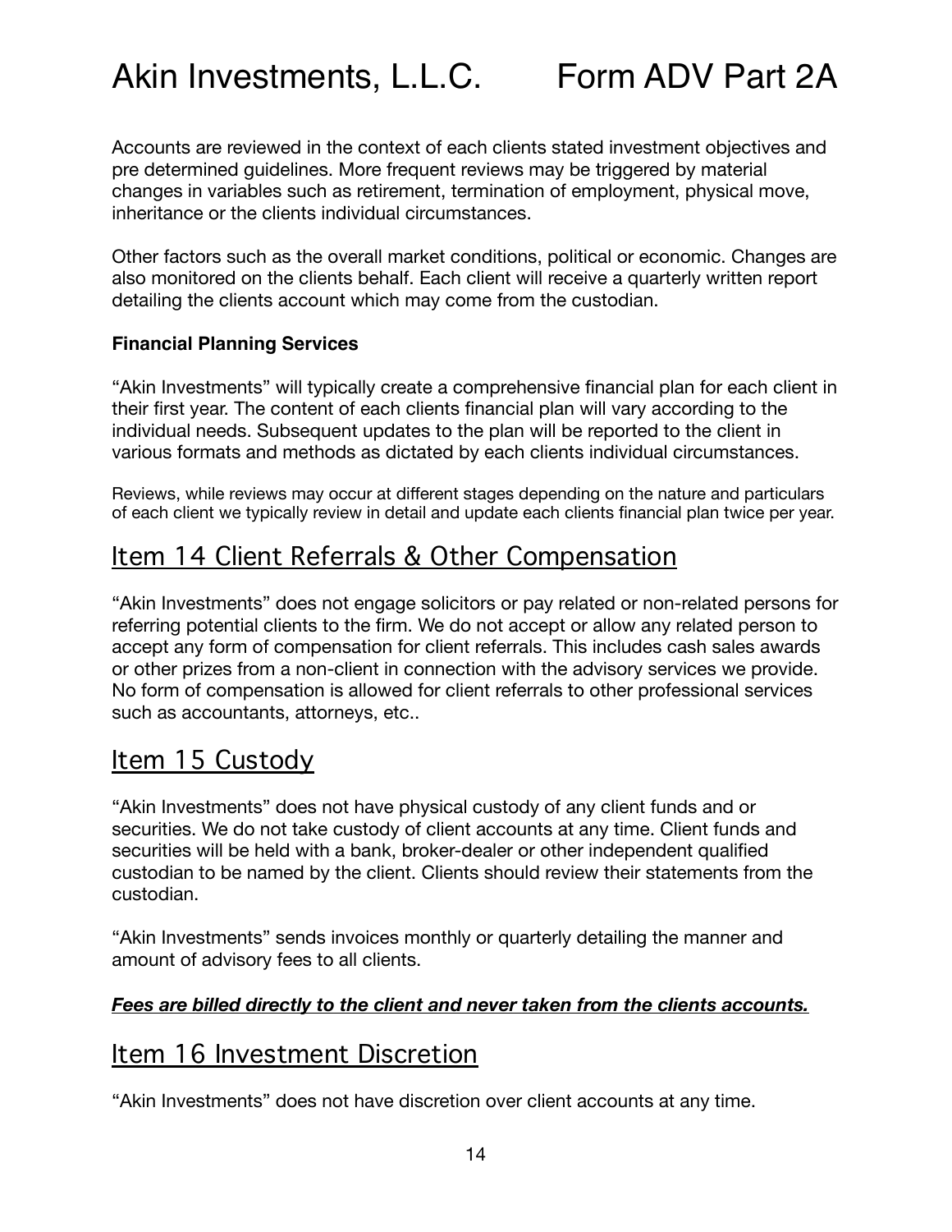Accounts are reviewed in the context of each clients stated investment objectives and pre determined guidelines. More frequent reviews may be triggered by material changes in variables such as retirement, termination of employment, physical move, inheritance or the clients individual circumstances.

Other factors such as the overall market conditions, political or economic. Changes are also monitored on the clients behalf. Each client will receive a quarterly written report detailing the clients account which may come from the custodian.

**Financial Planning Services**

"Akin Investments" will typically create a comprehensive financial plan for each client in their first year. The content of each clients financial plan will vary according to the individual needs. Subsequent updates to the plan will be reported to the client in various formats and methods as dictated by each clients individual circumstances.

Reviews, while reviews may occur at different stages depending on the nature and particulars of each client we typically review in detail and update each clients financial plan twice per year.

## Item 14 Client Referrals & Other Compensation

"Akin Investments" does not engage solicitors or pay related or non-related persons for referring potential clients to the firm. We do not accept or allow any related person to accept any form of compensation for client referrals. This includes cash sales awards or other prizes from a non-client in connection with the advisory services we provide. No form of compensation is allowed for client referrals to other professional services such as accountants, attorneys, etc..

## Item 15 Custody

"Akin Investments" does not have physical custody of any client funds and or securities. We do not take custody of client accounts at any time. Client funds and securities will be held with a bank, broker-dealer or other independent qualified custodian to be named by the client. Clients should review their statements from the custodian.

"Akin Investments" sends invoices monthly or quarterly detailing the manner and amount of advisory fees to all clients.

***Fees are billed directly to the client and never taken from the clients accounts.***

## Item 16 Investment Discretion

"Akin Investments" does not have discretion over client accounts at any time.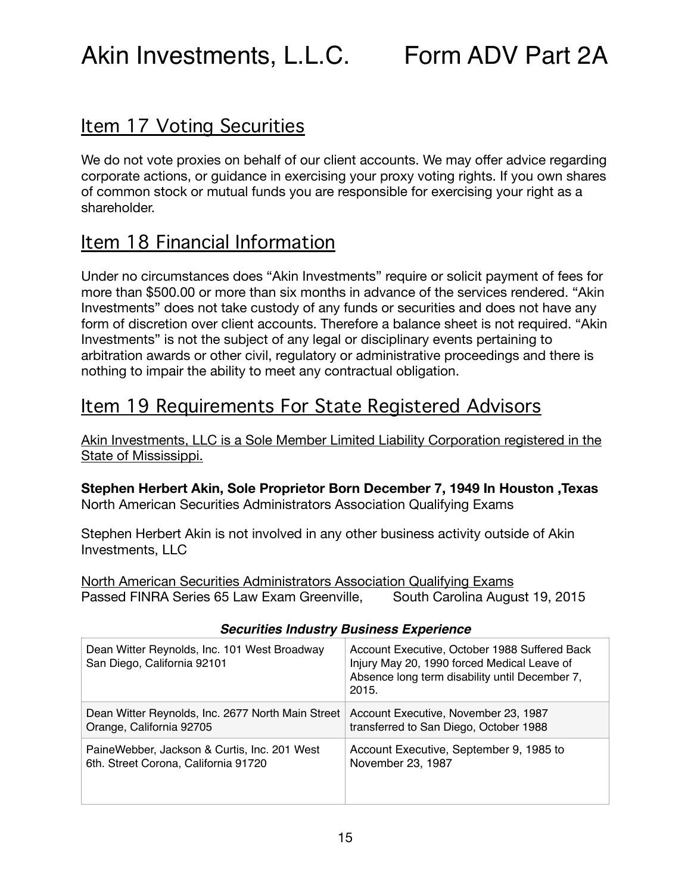## Item 17 Voting Securities

We do not vote proxies on behalf of our client accounts. We may offer advice regarding corporate actions, or guidance in exercising your proxy voting rights. If you own shares of common stock or mutual funds you are responsible for exercising your right as a shareholder.

## Item 18 Financial Information

Under no circumstances does "Akin Investments" require or solicit payment of fees for more than $500.00 or more than six months in advance of the services rendered. "Akin Investments" does not take custody of any funds or securities and does not have any form of discretion over client accounts. Therefore a balance sheet is not required. "Akin Investments" is not the subject of any legal or disciplinary events pertaining to arbitration awards or other civil, regulatory or administrative proceedings and there is nothing to impair the ability to meet any contractual obligation.

## Item 19 Requirements For State Registered Advisors

Akin Investments, LLC is a Sole Member Limited Liability Corporation registered in the State of Mississippi.

**Stephen Herbert Akin, Sole Proprietor Born December 7, 1949 In Houston ,Texas**
North American Securities Administrators Association Qualifying Exams

Stephen Herbert Akin is not involved in any other business activity outside of Akin Investments, LLC

North American Securities Administrators Association Qualifying Exams
Passed FINRA Series 65 Law Exam Greenville, South Carolina August 19, 2015

***Securities Industry Business Experience***

| | |
|---|---|
| Dean Witter Reynolds, Inc. 101 West Broadway San Diego, California 92101 | Account Executive, October 1988 Suffered Back Injury May 20, 1990 forced Medical Leave of Absence long term disability until December 7, 2015. |
| Dean Witter Reynolds, Inc. 2677 North Main Street Orange, California 92705 | Account Executive, November 23, 1987 transferred to San Diego, October 1988 |
| PaineWebber, Jackson & Curtis, Inc. 201 West 6th. Street Corona, California 91720 | Account Executive, September 9, 1985 to November 23, 1987 |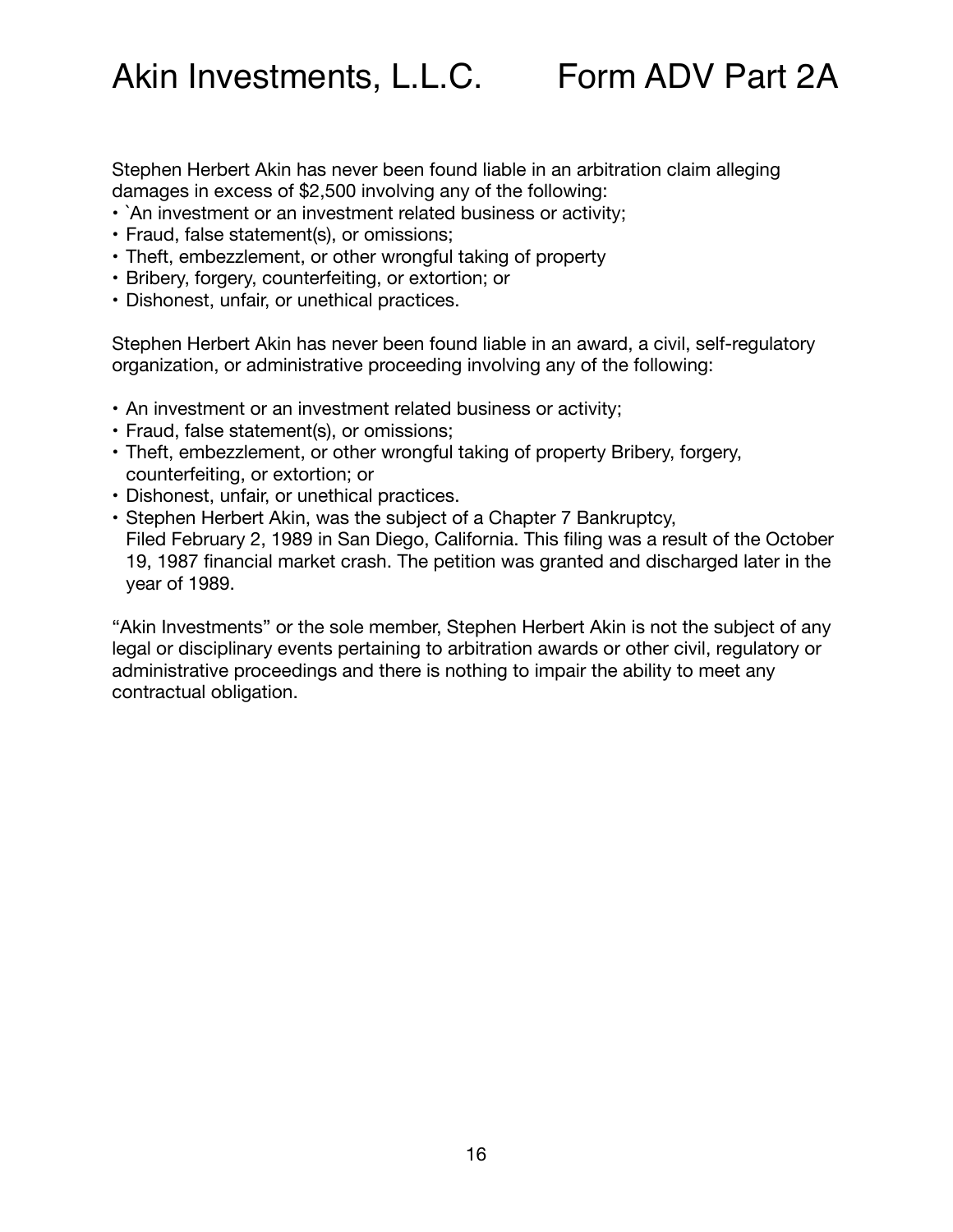Stephen Herbert Akin has never been found liable in an arbitration claim alleging damages in excess of $2,500 involving any of the following:

- `An investment or an investment related business or activity;
- Fraud, false statement(s), or omissions;
- Theft, embezzlement, or other wrongful taking of property
- Bribery, forgery, counterfeiting, or extortion; or
- Dishonest, unfair, or unethical practices.

Stephen Herbert Akin has never been found liable in an award, a civil, self-regulatory organization, or administrative proceeding involving any of the following:

- An investment or an investment related business or activity;
- Fraud, false statement(s), or omissions;
- Theft, embezzlement, or other wrongful taking of property Bribery, forgery, counterfeiting, or extortion; or
- Dishonest, unfair, or unethical practices.
- Stephen Herbert Akin, was the subject of a Chapter 7 Bankruptcy, Filed February 2, 1989 in San Diego, California. This filing was a result of the October 19, 1987 financial market crash. The petition was granted and discharged later in the year of 1989.

"Akin Investments" or the sole member, Stephen Herbert Akin is not the subject of any legal or disciplinary events pertaining to arbitration awards or other civil, regulatory or administrative proceedings and there is nothing to impair the ability to meet any contractual obligation.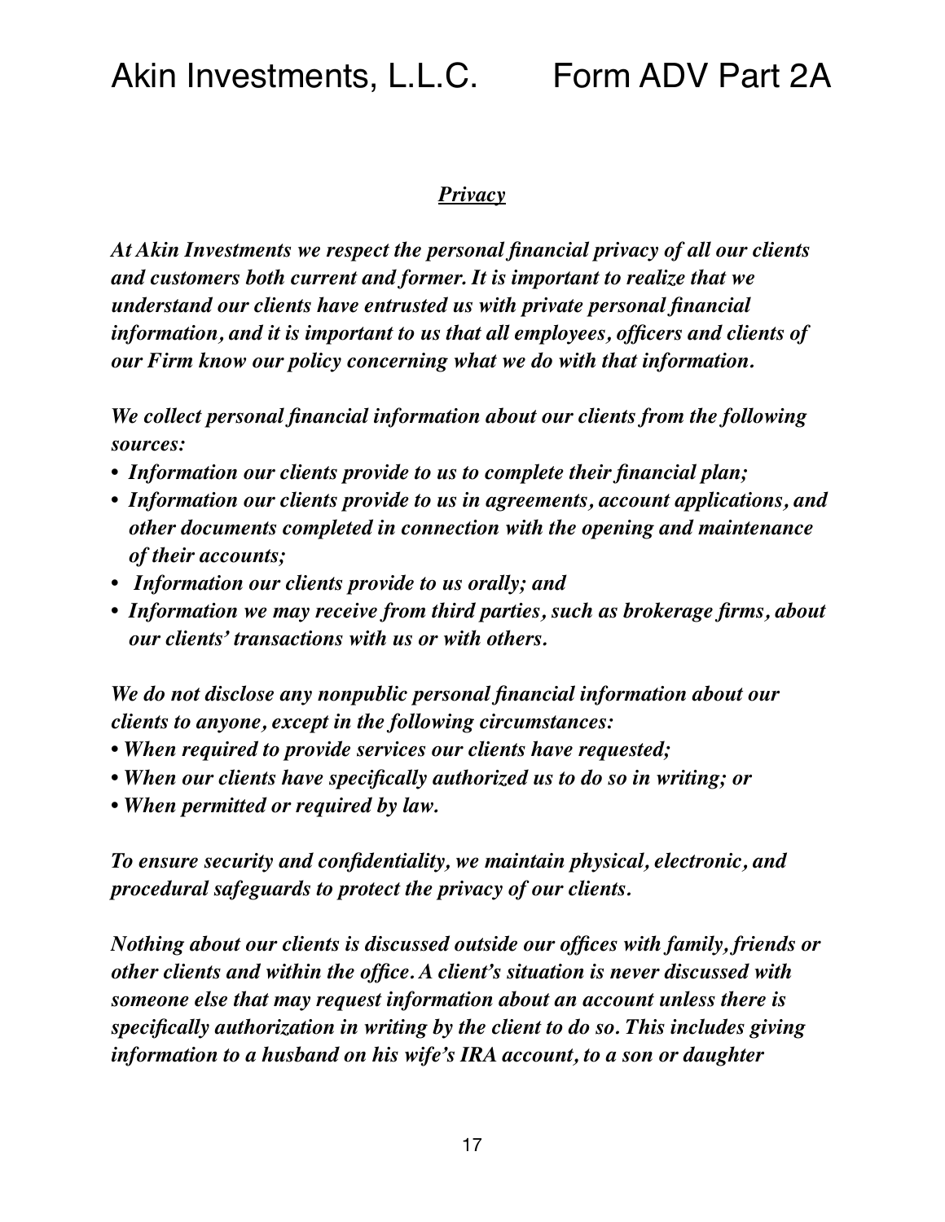***Privacy***

***At Akin Investments we respect the personal financial privacy of all our clients and customers both current and former. It is important to realize that we understand our clients have entrusted us with private personal financial information, and it is important to us that all employees, officers and clients of our Firm know our policy concerning what we do with that information.***

***We collect personal financial information about our clients from the following sources:***

- ***Information our clients provide to us to complete their financial plan;***
- ***Information our clients provide to us in agreements, account applications, and other documents completed in connection with the opening and maintenance of their accounts;***
- ***Information our clients provide to us orally; and***
- ***Information we may receive from third parties, such as brokerage firms, about our clients' transactions with us or with others.***

***We do not disclose any nonpublic personal financial information about our clients to anyone, except in the following circumstances:***

- ***When required to provide services our clients have requested;***
- ***When our clients have specifically authorized us to do so in writing; or***
- ***When permitted or required by law.***

***To ensure security and confidentiality, we maintain physical, electronic, and procedural safeguards to protect the privacy of our clients.***

***Nothing about our clients is discussed outside our offices with family, friends or other clients and within the office. A client's situation is never discussed with someone else that may request information about an account unless there is specifically authorization in writing by the client to do so. This includes giving information to a husband on his wife's IRA account, to a son or daughter***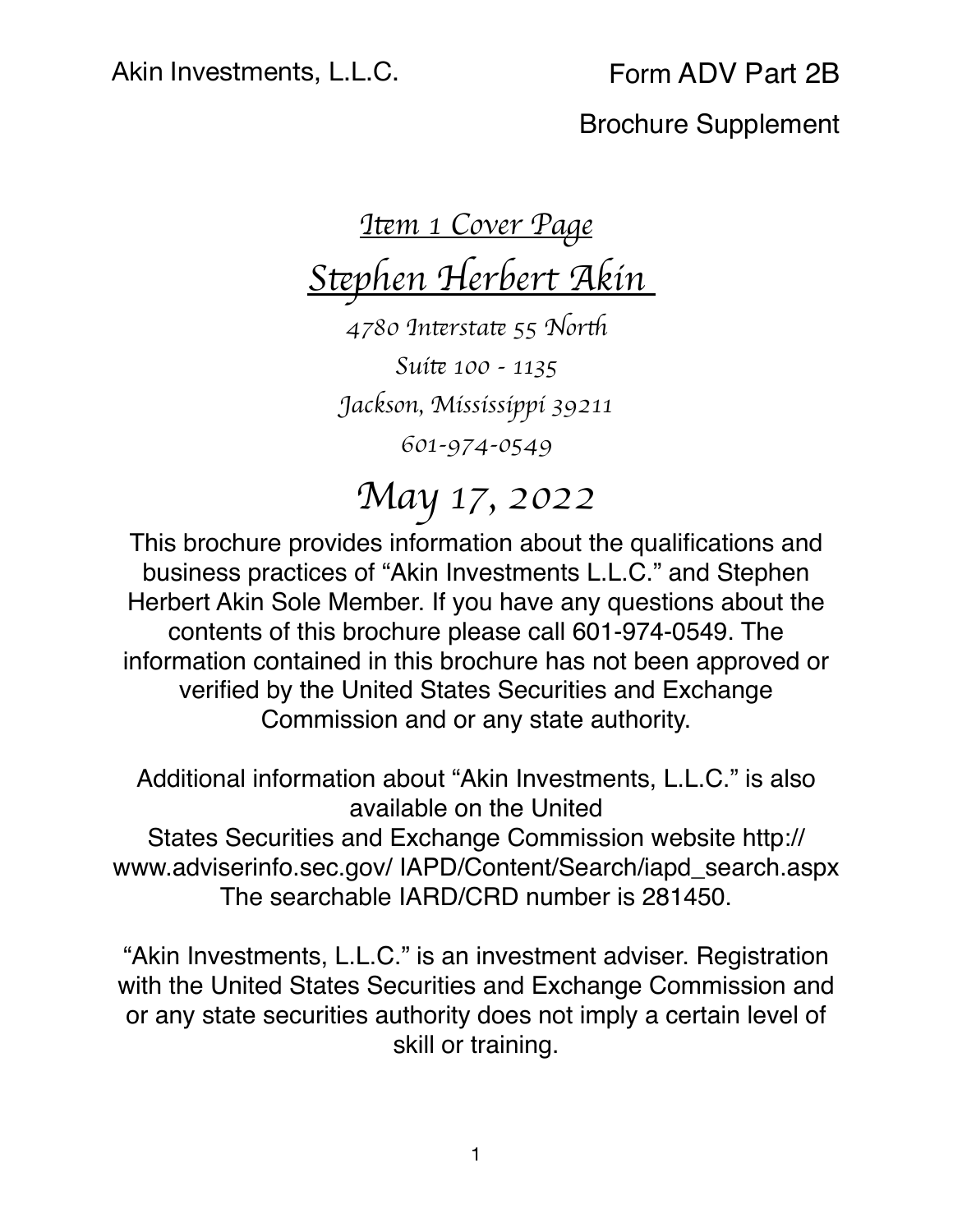Akin Investments, L.L.C. Form ADV Part 2B

Brochure Supplement

# *Item 1 Cover Page*

# *Stephen Herbert Akin*

*4780 Interstate 55 North*

*Suite 100 - 1135*

*Jackson, Mississippi 39211*

*601-974-0549*

## *May 17, 2022*

This brochure provides information about the qualifications and business practices of "Akin Investments L.L.C." and Stephen Herbert Akin Sole Member. If you have any questions about the contents of this brochure please call 601-974-0549. The information contained in this brochure has not been approved or verified by the United States Securities and Exchange Commission and or any state authority.

Additional information about "Akin Investments, L.L.C." is also available on the United States Securities and Exchange Commission website http://www.adviserinfo.sec.gov/ IAPD/Content/Search/iapd_search.aspx The searchable IARD/CRD number is 281450.

"Akin Investments, L.L.C." is an investment adviser. Registration with the United States Securities and Exchange Commission and or any state securities authority does not imply a certain level of skill or training.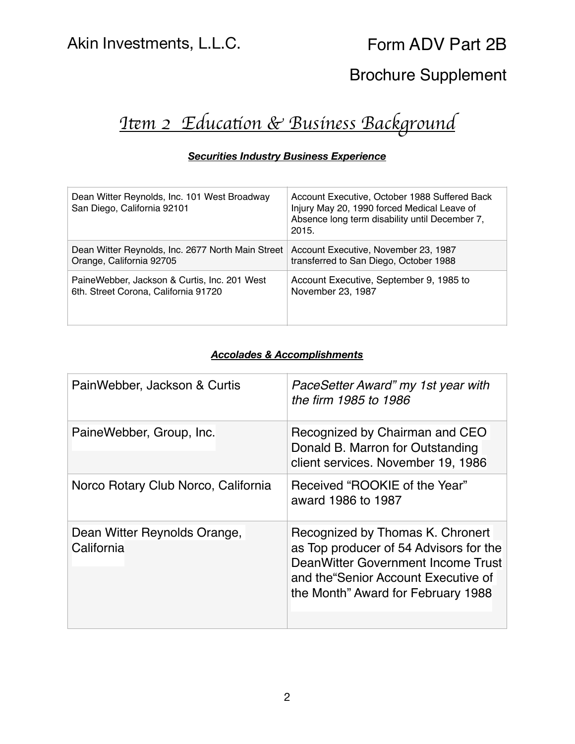Akin Investments, L.L.C.

# Form ADV Part 2B

## Brochure Supplement

# *Item 2 Education & Business Background*

***Securities Industry Business Experience***

| | |
|---|---|
| Dean Witter Reynolds, Inc. 101 West Broadway San Diego, California 92101 | Account Executive, October 1988 Suffered Back Injury May 20, 1990 forced Medical Leave of Absence long term disability until December 7, 2015. |
| Dean Witter Reynolds, Inc. 2677 North Main Street Orange, California 92705 | Account Executive, November 23, 1987 transferred to San Diego, October 1988 |
| PaineWebber, Jackson & Curtis, Inc. 201 West 6th. Street Corona, California 91720 | Account Executive, September 9, 1985 to November 23, 1987 |

***Accolades & Accomplishments***

| | |
|---|---|
| PainWebber, Jackson & Curtis | *PaceSetter Award" my 1st year with the firm 1985 to 1986* |
| PaineWebber, Group, Inc. | Recognized by Chairman and CEO Donald B. Marron for Outstanding client services. November 19, 1986 |
| Norco Rotary Club Norco, California | Received "ROOKIE of the Year" award 1986 to 1987 |
| Dean Witter Reynolds Orange, California | Recognized by Thomas K. Chronert as Top producer of 54 Advisors for the DeanWitter Government Income Trust and the"Senior Account Executive of the Month" Award for February 1988 |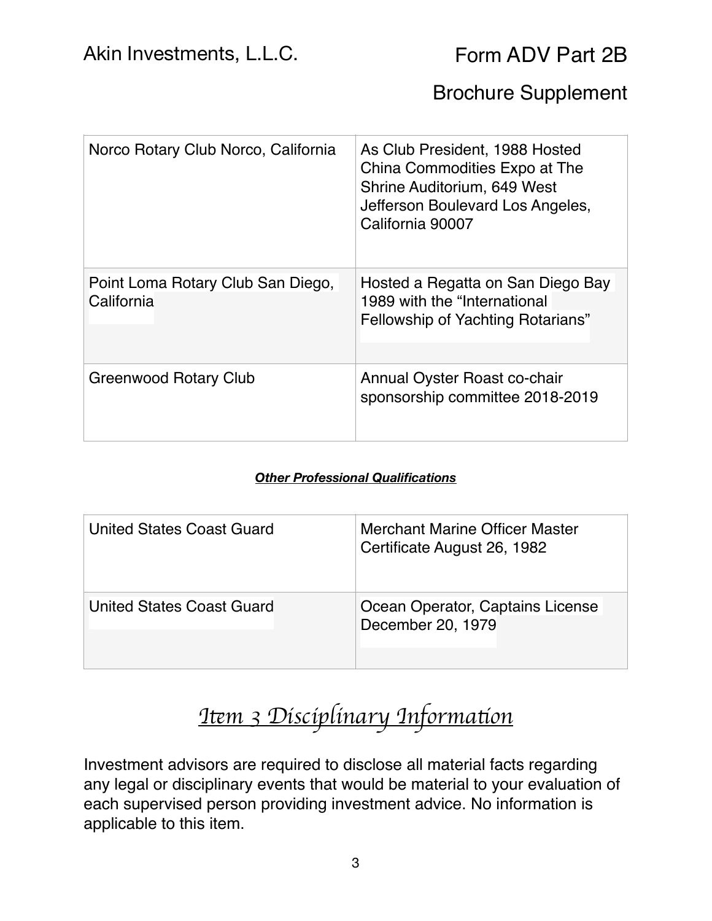| | |
|---|---|
| Norco Rotary Club Norco, California | As Club President, 1988 Hosted China Commodities Expo at The Shrine Auditorium, 649 West Jefferson Boulevard Los Angeles, California 90007 |
| Point Loma Rotary Club San Diego, California | Hosted a Regatta on San Diego Bay 1989 with the "International Fellowship of Yachting Rotarians" |
| Greenwood Rotary Club | Annual Oyster Roast co-chair sponsorship committee 2018-2019 |

***Other Professional Qualifications***

| | |
|---|---|
| United States Coast Guard | Merchant Marine Officer Master Certificate August 26, 1982 |
| United States Coast Guard | Ocean Operator, Captains License December 20, 1979 |

# *Item 3 Disciplinary Information*

Investment advisors are required to disclose all material facts regarding any legal or disciplinary events that would be material to your evaluation of each supervised person providing investment advice. No information is applicable to this item.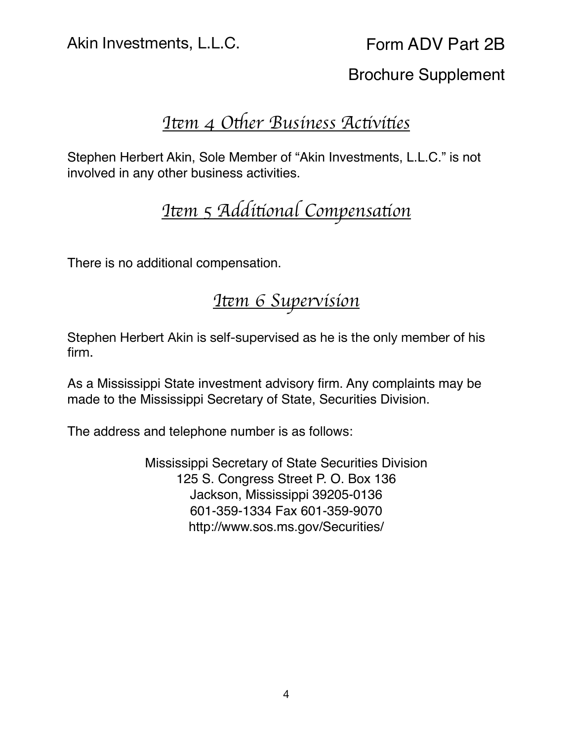## Item 4 Other Business Activities

Stephen Herbert Akin, Sole Member of "Akin Investments, L.L.C." is not involved in any other business activities.

## Item 5 Additional Compensation

There is no additional compensation.

## Item 6 Supervision

Stephen Herbert Akin is self-supervised as he is the only member of his firm.

As a Mississippi State investment advisory firm. Any complaints may be made to the Mississippi Secretary of State, Securities Division.

The address and telephone number is as follows:

Mississippi Secretary of State Securities Division
125 S. Congress Street P. O. Box 136
Jackson, Mississippi 39205-0136
601-359-1334 Fax 601-359-9070
http://www.sos.ms.gov/Securities/